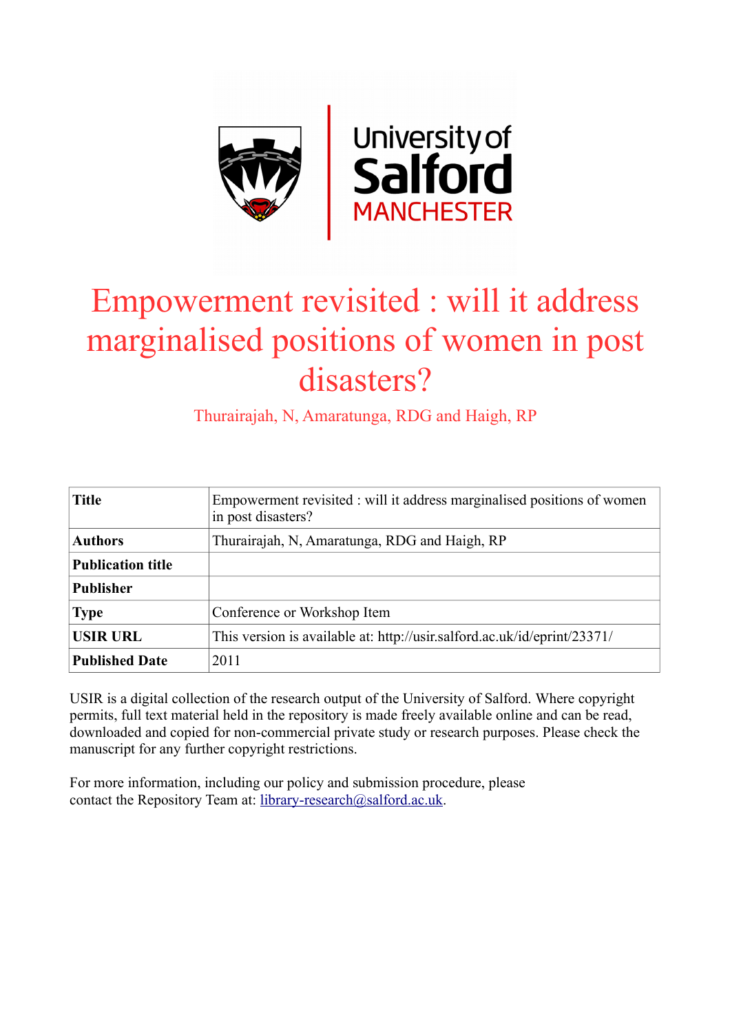# Empowerment revisited : will it address marginalised positions of women in post disasters?

Thurairajah, N, Amaratunga, RDG and Haigh, RP

| **Title** | Empowerment revisited : will it address marginalised positions of women in post disasters? |
|---|---|
| **Authors** | Thurairajah, N, Amaratunga, RDG and Haigh, RP |
| **Publication title** | |
| **Publisher** | |
| **Type** | Conference or Workshop Item |
| **USIR URL** | This version is available at: http://usir.salford.ac.uk/id/eprint/23371/ |
| **Published Date** | 2011 |

USIR is a digital collection of the research output of the University of Salford. Where copyright permits, full text material held in the repository is made freely available online and can be read, downloaded and copied for non-commercial private study or research purposes. Please check the manuscript for any further copyright restrictions.

For more information, including our policy and submission procedure, please contact the Repository Team at: library-research@salford.ac.uk.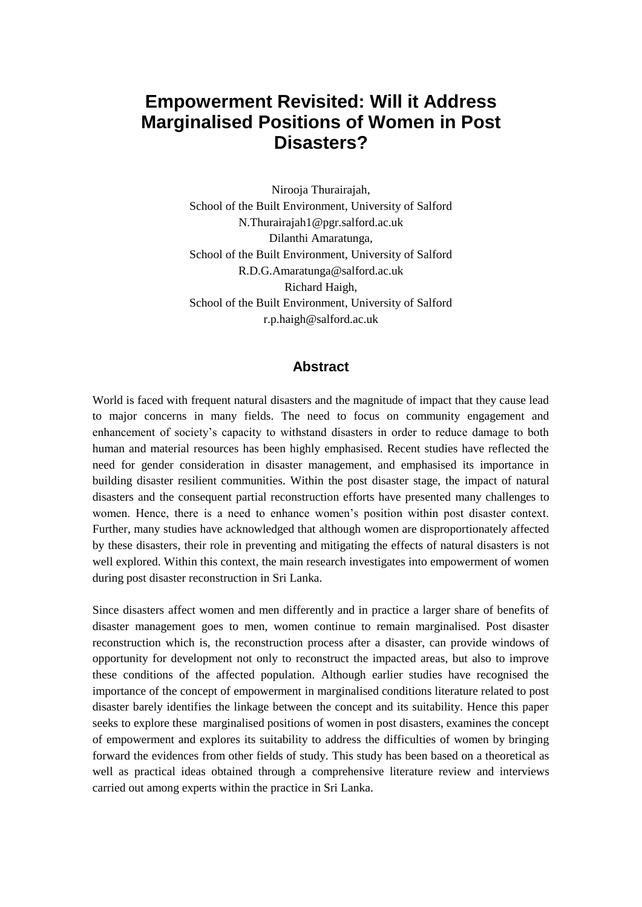# Empowerment Revisited: Will it Address Marginalised Positions of Women in Post Disasters?

Nirooja Thurairajah,
School of the Built Environment, University of Salford
N.Thurairajah1@pgr.salford.ac.uk
Dilanthi Amaratunga,
School of the Built Environment, University of Salford
R.D.G.Amaratunga@salford.ac.uk
Richard Haigh,
School of the Built Environment, University of Salford
r.p.haigh@salford.ac.uk

## Abstract

World is faced with frequent natural disasters and the magnitude of impact that they cause lead to major concerns in many fields. The need to focus on community engagement and enhancement of society's capacity to withstand disasters in order to reduce damage to both human and material resources has been highly emphasised. Recent studies have reflected the need for gender consideration in disaster management, and emphasised its importance in building disaster resilient communities. Within the post disaster stage, the impact of natural disasters and the consequent partial reconstruction efforts have presented many challenges to women. Hence, there is a need to enhance women's position within post disaster context. Further, many studies have acknowledged that although women are disproportionately affected by these disasters, their role in preventing and mitigating the effects of natural disasters is not well explored. Within this context, the main research investigates into empowerment of women during post disaster reconstruction in Sri Lanka.

Since disasters affect women and men differently and in practice a larger share of benefits of disaster management goes to men, women continue to remain marginalised. Post disaster reconstruction which is, the reconstruction process after a disaster, can provide windows of opportunity for development not only to reconstruct the impacted areas, but also to improve these conditions of the affected population. Although earlier studies have recognised the importance of the concept of empowerment in marginalised conditions literature related to post disaster barely identifies the linkage between the concept and its suitability. Hence this paper seeks to explore these marginalised positions of women in post disasters, examines the concept of empowerment and explores its suitability to address the difficulties of women by bringing forward the evidences from other fields of study. This study has been based on a theoretical as well as practical ideas obtained through a comprehensive literature review and interviews carried out among experts within the practice in Sri Lanka.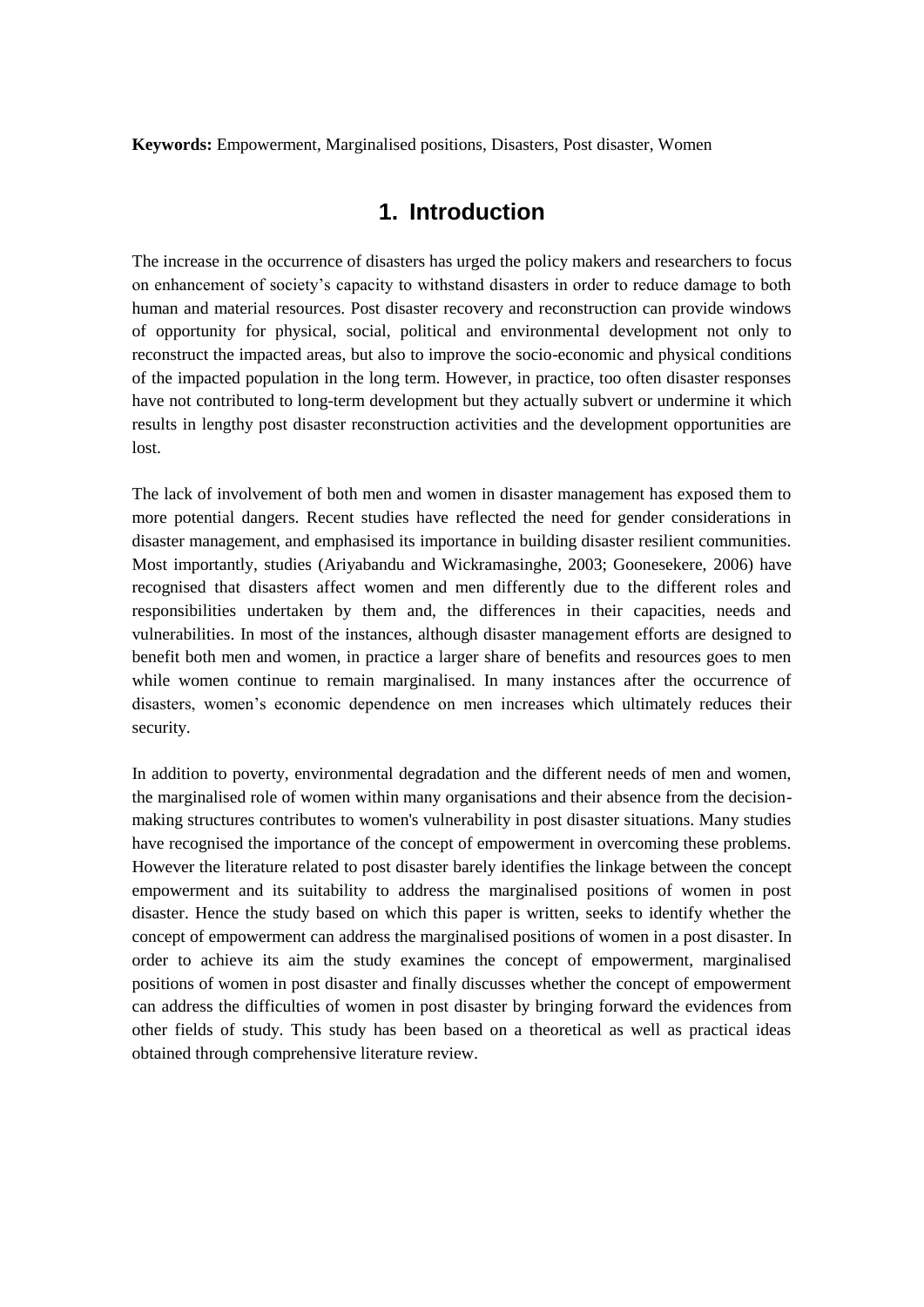**Keywords:** Empowerment, Marginalised positions, Disasters, Post disaster, Women

# 1. Introduction

The increase in the occurrence of disasters has urged the policy makers and researchers to focus on enhancement of society's capacity to withstand disasters in order to reduce damage to both human and material resources. Post disaster recovery and reconstruction can provide windows of opportunity for physical, social, political and environmental development not only to reconstruct the impacted areas, but also to improve the socio-economic and physical conditions of the impacted population in the long term. However, in practice, too often disaster responses have not contributed to long-term development but they actually subvert or undermine it which results in lengthy post disaster reconstruction activities and the development opportunities are lost.

The lack of involvement of both men and women in disaster management has exposed them to more potential dangers. Recent studies have reflected the need for gender considerations in disaster management, and emphasised its importance in building disaster resilient communities. Most importantly, studies (Ariyabandu and Wickramasinghe, 2003; Goonesekere, 2006) have recognised that disasters affect women and men differently due to the different roles and responsibilities undertaken by them and, the differences in their capacities, needs and vulnerabilities. In most of the instances, although disaster management efforts are designed to benefit both men and women, in practice a larger share of benefits and resources goes to men while women continue to remain marginalised. In many instances after the occurrence of disasters, women's economic dependence on men increases which ultimately reduces their security.

In addition to poverty, environmental degradation and the different needs of men and women, the marginalised role of women within many organisations and their absence from the decision-making structures contributes to women's vulnerability in post disaster situations. Many studies have recognised the importance of the concept of empowerment in overcoming these problems. However the literature related to post disaster barely identifies the linkage between the concept empowerment and its suitability to address the marginalised positions of women in post disaster. Hence the study based on which this paper is written, seeks to identify whether the concept of empowerment can address the marginalised positions of women in a post disaster. In order to achieve its aim the study examines the concept of empowerment, marginalised positions of women in post disaster and finally discusses whether the concept of empowerment can address the difficulties of women in post disaster by bringing forward the evidences from other fields of study. This study has been based on a theoretical as well as practical ideas obtained through comprehensive literature review.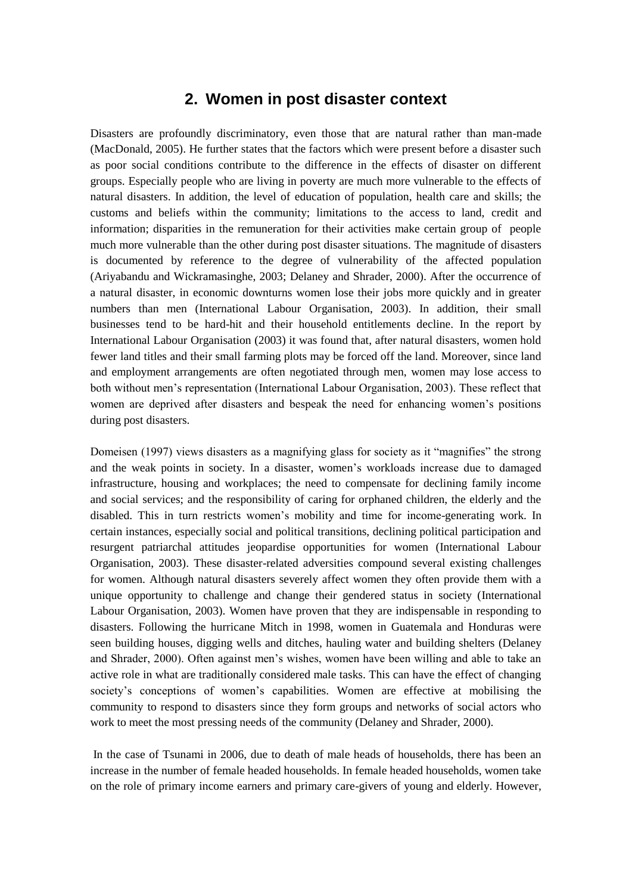## 2. Women in post disaster context

Disasters are profoundly discriminatory, even those that are natural rather than man-made (MacDonald, 2005). He further states that the factors which were present before a disaster such as poor social conditions contribute to the difference in the effects of disaster on different groups. Especially people who are living in poverty are much more vulnerable to the effects of natural disasters. In addition, the level of education of population, health care and skills; the customs and beliefs within the community; limitations to the access to land, credit and information; disparities in the remuneration for their activities make certain group of people much more vulnerable than the other during post disaster situations. The magnitude of disasters is documented by reference to the degree of vulnerability of the affected population (Ariyabandu and Wickramasinghe, 2003; Delaney and Shrader, 2000). After the occurrence of a natural disaster, in economic downturns women lose their jobs more quickly and in greater numbers than men (International Labour Organisation, 2003). In addition, their small businesses tend to be hard-hit and their household entitlements decline. In the report by International Labour Organisation (2003) it was found that, after natural disasters, women hold fewer land titles and their small farming plots may be forced off the land. Moreover, since land and employment arrangements are often negotiated through men, women may lose access to both without men's representation (International Labour Organisation, 2003). These reflect that women are deprived after disasters and bespeak the need for enhancing women's positions during post disasters.

Domeisen (1997) views disasters as a magnifying glass for society as it "magnifies" the strong and the weak points in society. In a disaster, women's workloads increase due to damaged infrastructure, housing and workplaces; the need to compensate for declining family income and social services; and the responsibility of caring for orphaned children, the elderly and the disabled. This in turn restricts women's mobility and time for income-generating work. In certain instances, especially social and political transitions, declining political participation and resurgent patriarchal attitudes jeopardise opportunities for women (International Labour Organisation, 2003). These disaster-related adversities compound several existing challenges for women. Although natural disasters severely affect women they often provide them with a unique opportunity to challenge and change their gendered status in society (International Labour Organisation, 2003). Women have proven that they are indispensable in responding to disasters. Following the hurricane Mitch in 1998, women in Guatemala and Honduras were seen building houses, digging wells and ditches, hauling water and building shelters (Delaney and Shrader, 2000). Often against men's wishes, women have been willing and able to take an active role in what are traditionally considered male tasks. This can have the effect of changing society's conceptions of women's capabilities. Women are effective at mobilising the community to respond to disasters since they form groups and networks of social actors who work to meet the most pressing needs of the community (Delaney and Shrader, 2000).

In the case of Tsunami in 2006, due to death of male heads of households, there has been an increase in the number of female headed households. In female headed households, women take on the role of primary income earners and primary care-givers of young and elderly. However,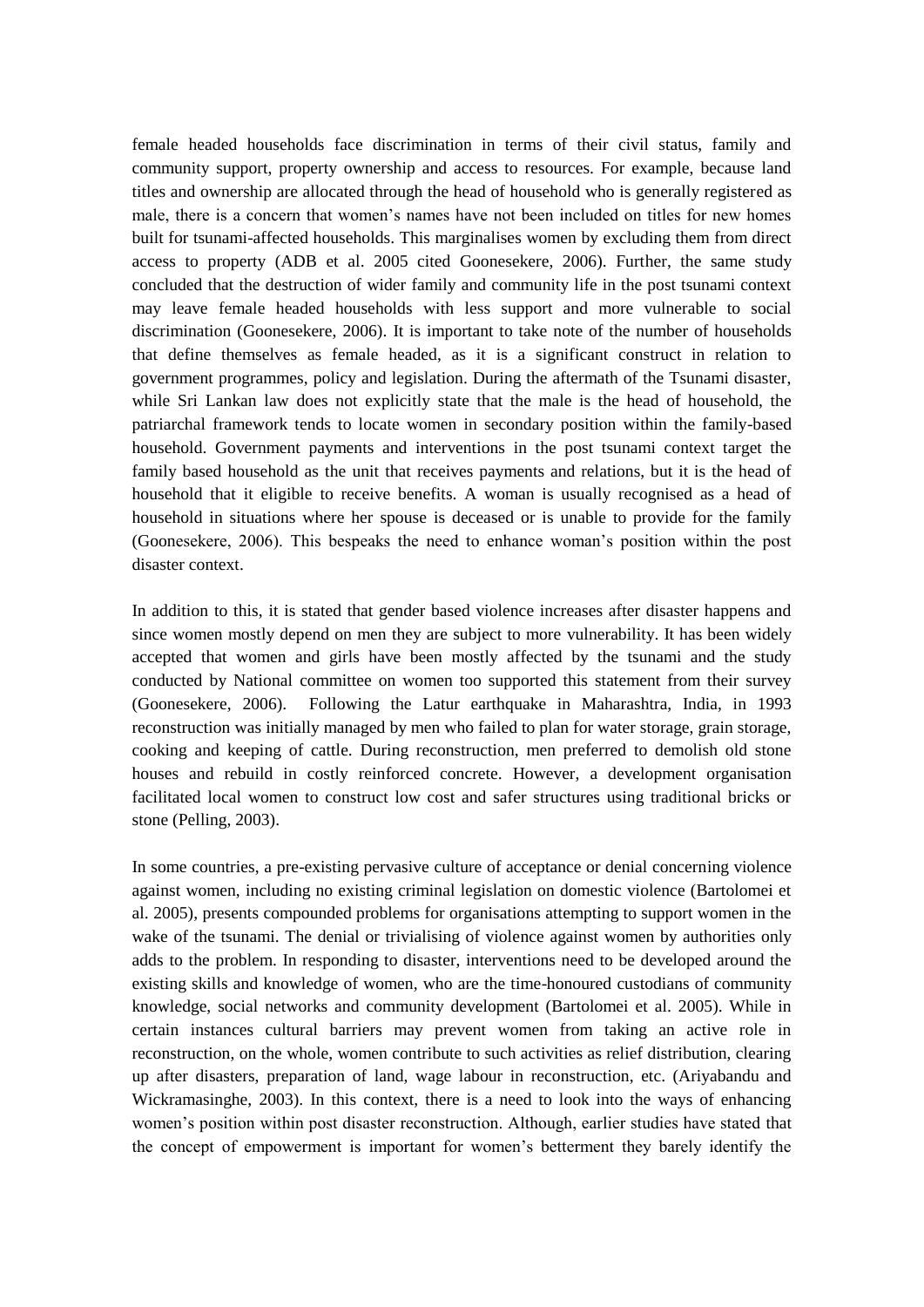female headed households face discrimination in terms of their civil status, family and community support, property ownership and access to resources. For example, because land titles and ownership are allocated through the head of household who is generally registered as male, there is a concern that women's names have not been included on titles for new homes built for tsunami-affected households. This marginalises women by excluding them from direct access to property (ADB et al. 2005 cited Goonesekere, 2006). Further, the same study concluded that the destruction of wider family and community life in the post tsunami context may leave female headed households with less support and more vulnerable to social discrimination (Goonesekere, 2006). It is important to take note of the number of households that define themselves as female headed, as it is a significant construct in relation to government programmes, policy and legislation. During the aftermath of the Tsunami disaster, while Sri Lankan law does not explicitly state that the male is the head of household, the patriarchal framework tends to locate women in secondary position within the family-based household. Government payments and interventions in the post tsunami context target the family based household as the unit that receives payments and relations, but it is the head of household that it eligible to receive benefits. A woman is usually recognised as a head of household in situations where her spouse is deceased or is unable to provide for the family (Goonesekere, 2006). This bespeaks the need to enhance woman's position within the post disaster context.

In addition to this, it is stated that gender based violence increases after disaster happens and since women mostly depend on men they are subject to more vulnerability. It has been widely accepted that women and girls have been mostly affected by the tsunami and the study conducted by National committee on women too supported this statement from their survey (Goonesekere, 2006). Following the Latur earthquake in Maharashtra, India, in 1993 reconstruction was initially managed by men who failed to plan for water storage, grain storage, cooking and keeping of cattle. During reconstruction, men preferred to demolish old stone houses and rebuild in costly reinforced concrete. However, a development organisation facilitated local women to construct low cost and safer structures using traditional bricks or stone (Pelling, 2003).

In some countries, a pre-existing pervasive culture of acceptance or denial concerning violence against women, including no existing criminal legislation on domestic violence (Bartolomei et al. 2005), presents compounded problems for organisations attempting to support women in the wake of the tsunami. The denial or trivialising of violence against women by authorities only adds to the problem. In responding to disaster, interventions need to be developed around the existing skills and knowledge of women, who are the time-honoured custodians of community knowledge, social networks and community development (Bartolomei et al. 2005). While in certain instances cultural barriers may prevent women from taking an active role in reconstruction, on the whole, women contribute to such activities as relief distribution, clearing up after disasters, preparation of land, wage labour in reconstruction, etc. (Ariyabandu and Wickramasinghe, 2003). In this context, there is a need to look into the ways of enhancing women's position within post disaster reconstruction. Although, earlier studies have stated that the concept of empowerment is important for women's betterment they barely identify the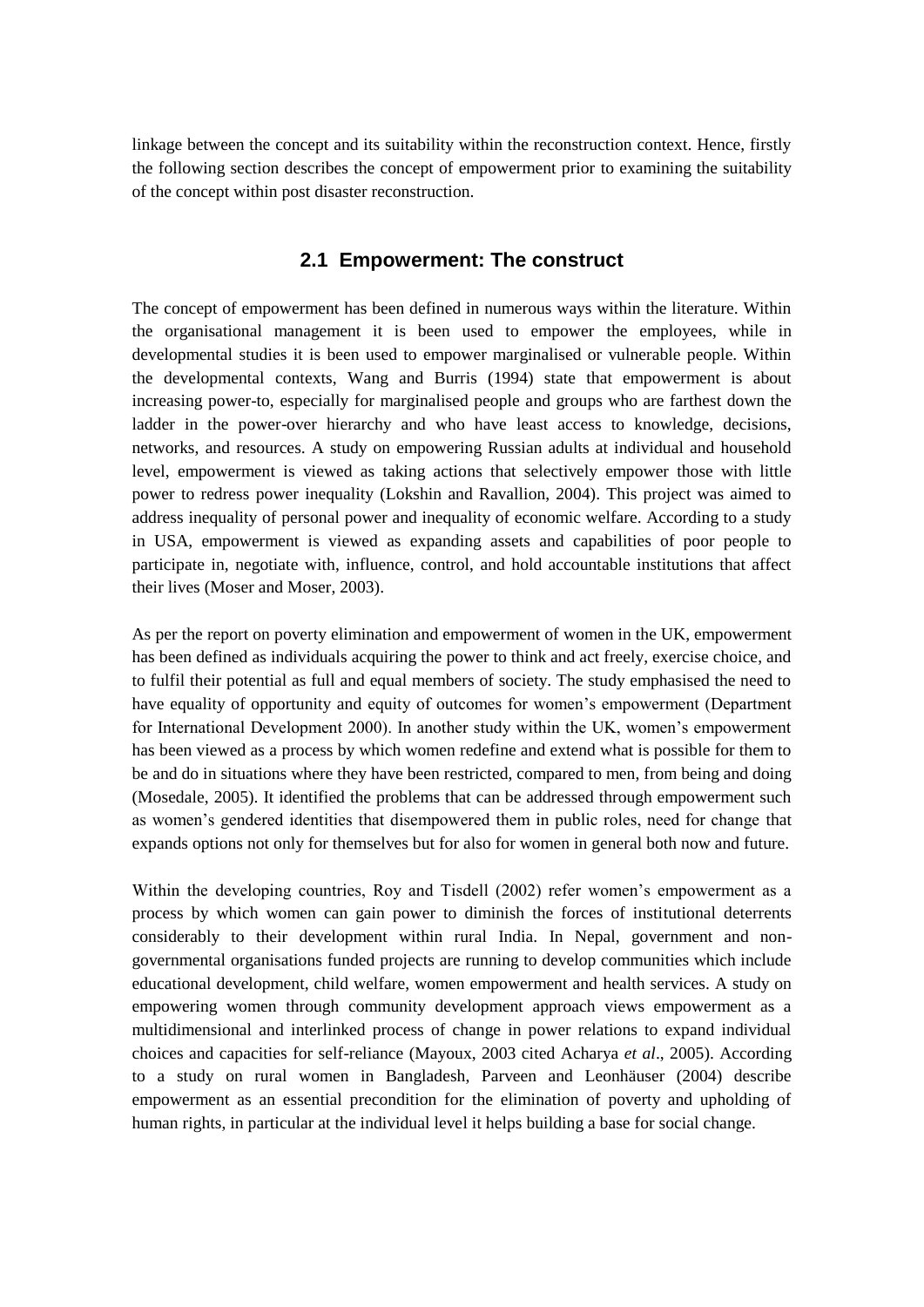linkage between the concept and its suitability within the reconstruction context. Hence, firstly the following section describes the concept of empowerment prior to examining the suitability of the concept within post disaster reconstruction.

## 2.1 Empowerment: The construct

The concept of empowerment has been defined in numerous ways within the literature. Within the organisational management it is been used to empower the employees, while in developmental studies it is been used to empower marginalised or vulnerable people. Within the developmental contexts, Wang and Burris (1994) state that empowerment is about increasing power-to, especially for marginalised people and groups who are farthest down the ladder in the power-over hierarchy and who have least access to knowledge, decisions, networks, and resources. A study on empowering Russian adults at individual and household level, empowerment is viewed as taking actions that selectively empower those with little power to redress power inequality (Lokshin and Ravallion, 2004). This project was aimed to address inequality of personal power and inequality of economic welfare. According to a study in USA, empowerment is viewed as expanding assets and capabilities of poor people to participate in, negotiate with, influence, control, and hold accountable institutions that affect their lives (Moser and Moser, 2003).

As per the report on poverty elimination and empowerment of women in the UK, empowerment has been defined as individuals acquiring the power to think and act freely, exercise choice, and to fulfil their potential as full and equal members of society. The study emphasised the need to have equality of opportunity and equity of outcomes for women's empowerment (Department for International Development 2000). In another study within the UK, women's empowerment has been viewed as a process by which women redefine and extend what is possible for them to be and do in situations where they have been restricted, compared to men, from being and doing (Mosedale, 2005). It identified the problems that can be addressed through empowerment such as women's gendered identities that disempowered them in public roles, need for change that expands options not only for themselves but for also for women in general both now and future.

Within the developing countries, Roy and Tisdell (2002) refer women's empowerment as a process by which women can gain power to diminish the forces of institutional deterrents considerably to their development within rural India. In Nepal, government and non-governmental organisations funded projects are running to develop communities which include educational development, child welfare, women empowerment and health services. A study on empowering women through community development approach views empowerment as a multidimensional and interlinked process of change in power relations to expand individual choices and capacities for self-reliance (Mayoux, 2003 cited Acharya *et al*., 2005). According to a study on rural women in Bangladesh, Parveen and Leonhäuser (2004) describe empowerment as an essential precondition for the elimination of poverty and upholding of human rights, in particular at the individual level it helps building a base for social change.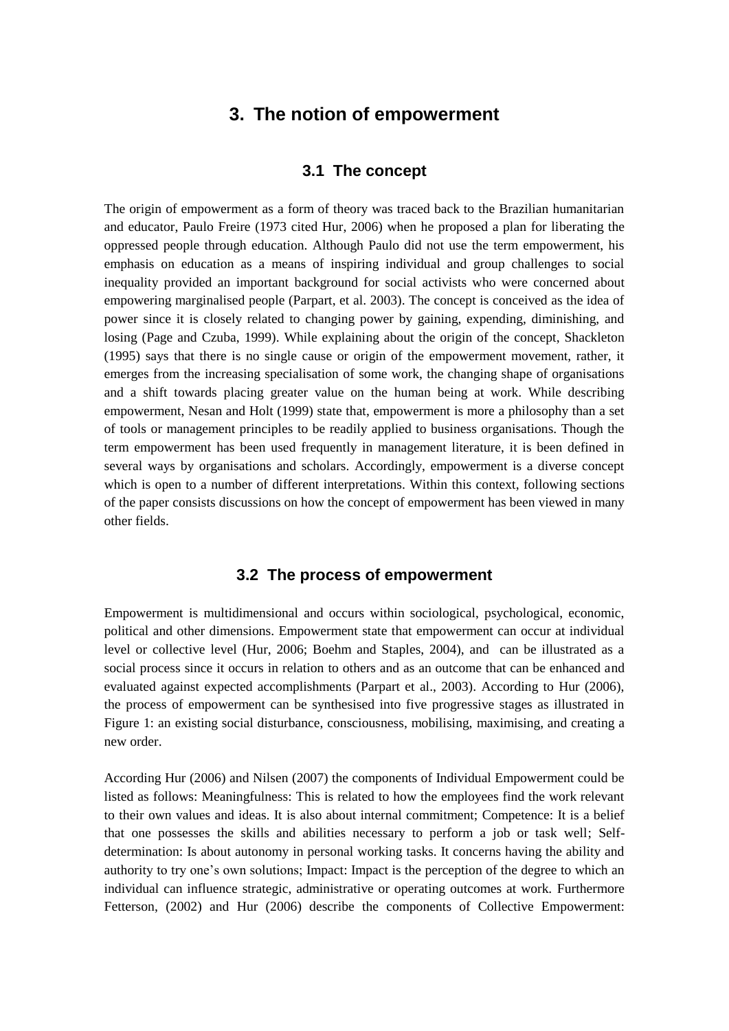# 3. The notion of empowerment

## 3.1 The concept

The origin of empowerment as a form of theory was traced back to the Brazilian humanitarian and educator, Paulo Freire (1973 cited Hur, 2006) when he proposed a plan for liberating the oppressed people through education. Although Paulo did not use the term empowerment, his emphasis on education as a means of inspiring individual and group challenges to social inequality provided an important background for social activists who were concerned about empowering marginalised people (Parpart, et al. 2003). The concept is conceived as the idea of power since it is closely related to changing power by gaining, expending, diminishing, and losing (Page and Czuba, 1999). While explaining about the origin of the concept, Shackleton (1995) says that there is no single cause or origin of the empowerment movement, rather, it emerges from the increasing specialisation of some work, the changing shape of organisations and a shift towards placing greater value on the human being at work. While describing empowerment, Nesan and Holt (1999) state that, empowerment is more a philosophy than a set of tools or management principles to be readily applied to business organisations. Though the term empowerment has been used frequently in management literature, it is been defined in several ways by organisations and scholars. Accordingly, empowerment is a diverse concept which is open to a number of different interpretations. Within this context, following sections of the paper consists discussions on how the concept of empowerment has been viewed in many other fields.

## 3.2 The process of empowerment

Empowerment is multidimensional and occurs within sociological, psychological, economic, political and other dimensions. Empowerment state that empowerment can occur at individual level or collective level (Hur, 2006; Boehm and Staples, 2004), and can be illustrated as a social process since it occurs in relation to others and as an outcome that can be enhanced and evaluated against expected accomplishments (Parpart et al., 2003). According to Hur (2006), the process of empowerment can be synthesised into five progressive stages as illustrated in Figure 1: an existing social disturbance, consciousness, mobilising, maximising, and creating a new order.

According Hur (2006) and Nilsen (2007) the components of Individual Empowerment could be listed as follows: Meaningfulness: This is related to how the employees find the work relevant to their own values and ideas. It is also about internal commitment; Competence: It is a belief that one possesses the skills and abilities necessary to perform a job or task well; Self-determination: Is about autonomy in personal working tasks. It concerns having the ability and authority to try one's own solutions; Impact: Impact is the perception of the degree to which an individual can influence strategic, administrative or operating outcomes at work. Furthermore Fetterson, (2002) and Hur (2006) describe the components of Collective Empowerment: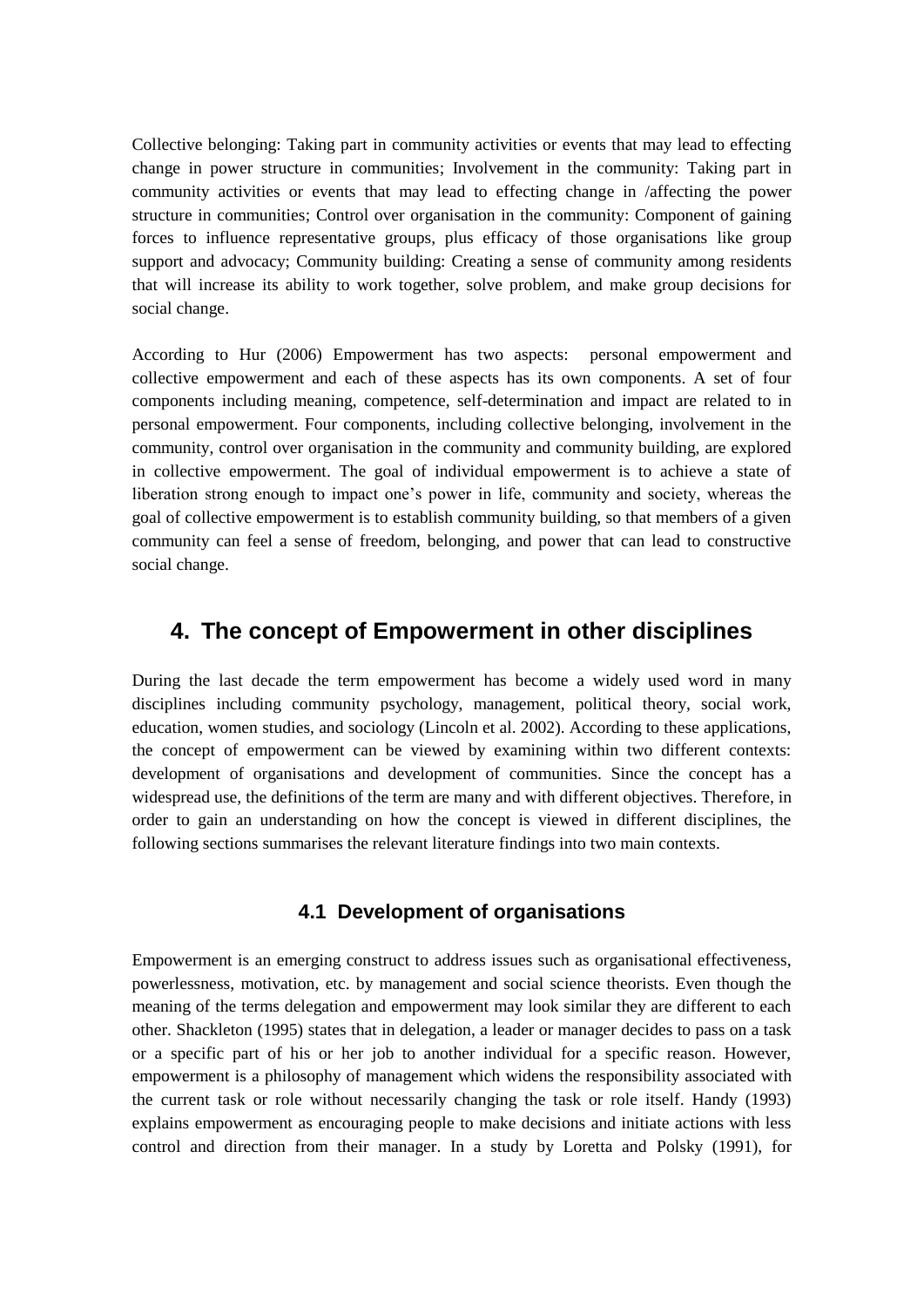Collective belonging: Taking part in community activities or events that may lead to effecting change in power structure in communities; Involvement in the community: Taking part in community activities or events that may lead to effecting change in /affecting the power structure in communities; Control over organisation in the community: Component of gaining forces to influence representative groups, plus efficacy of those organisations like group support and advocacy; Community building: Creating a sense of community among residents that will increase its ability to work together, solve problem, and make group decisions for social change.

According to Hur (2006) Empowerment has two aspects: personal empowerment and collective empowerment and each of these aspects has its own components. A set of four components including meaning, competence, self-determination and impact are related to in personal empowerment. Four components, including collective belonging, involvement in the community, control over organisation in the community and community building, are explored in collective empowerment. The goal of individual empowerment is to achieve a state of liberation strong enough to impact one's power in life, community and society, whereas the goal of collective empowerment is to establish community building, so that members of a given community can feel a sense of freedom, belonging, and power that can lead to constructive social change.

## 4. The concept of Empowerment in other disciplines

During the last decade the term empowerment has become a widely used word in many disciplines including community psychology, management, political theory, social work, education, women studies, and sociology (Lincoln et al. 2002). According to these applications, the concept of empowerment can be viewed by examining within two different contexts: development of organisations and development of communities. Since the concept has a widespread use, the definitions of the term are many and with different objectives. Therefore, in order to gain an understanding on how the concept is viewed in different disciplines, the following sections summarises the relevant literature findings into two main contexts.

### 4.1 Development of organisations

Empowerment is an emerging construct to address issues such as organisational effectiveness, powerlessness, motivation, etc. by management and social science theorists. Even though the meaning of the terms delegation and empowerment may look similar they are different to each other. Shackleton (1995) states that in delegation, a leader or manager decides to pass on a task or a specific part of his or her job to another individual for a specific reason. However, empowerment is a philosophy of management which widens the responsibility associated with the current task or role without necessarily changing the task or role itself. Handy (1993) explains empowerment as encouraging people to make decisions and initiate actions with less control and direction from their manager. In a study by Loretta and Polsky (1991), for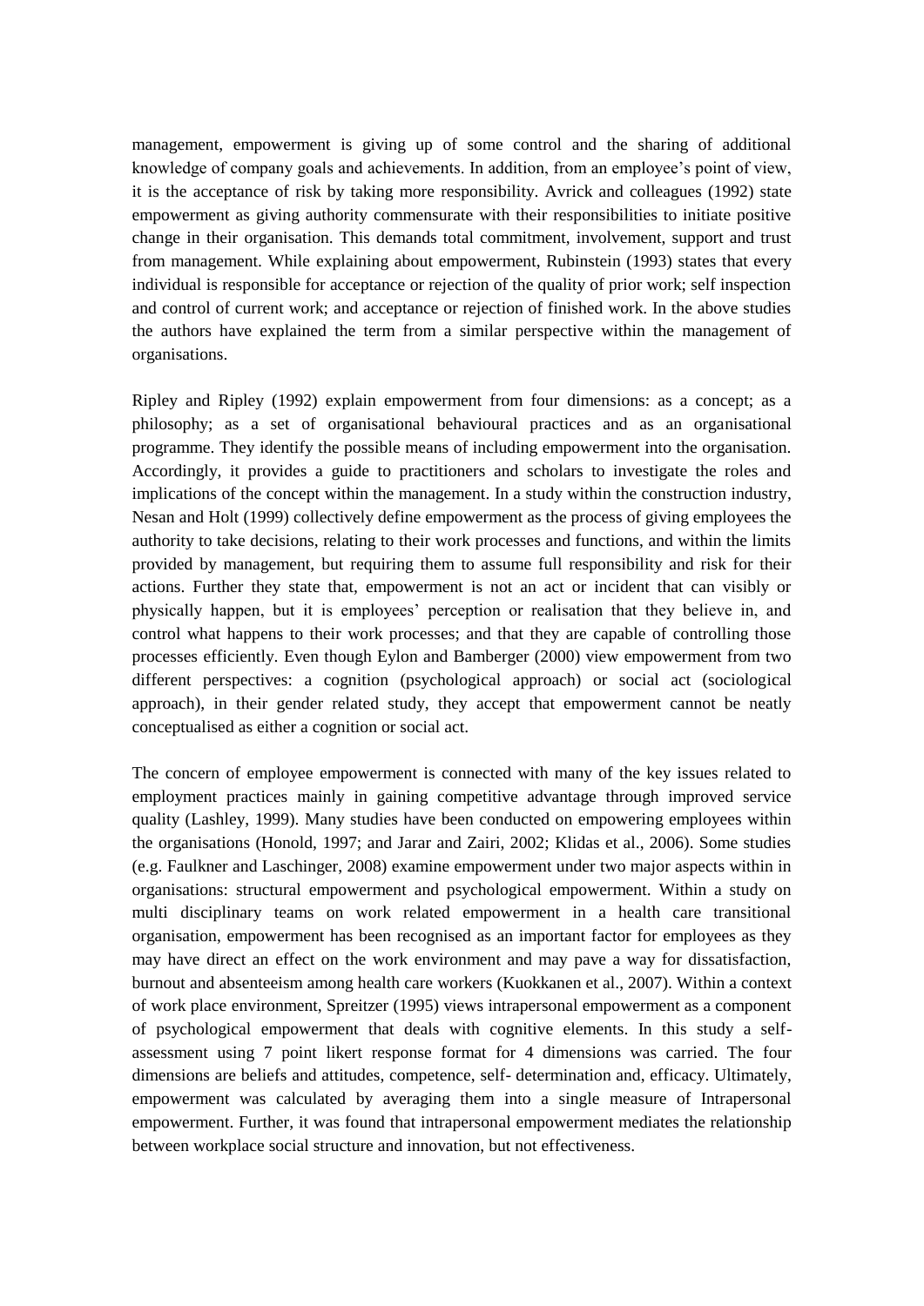management, empowerment is giving up of some control and the sharing of additional knowledge of company goals and achievements. In addition, from an employee's point of view, it is the acceptance of risk by taking more responsibility. Avrick and colleagues (1992) state empowerment as giving authority commensurate with their responsibilities to initiate positive change in their organisation. This demands total commitment, involvement, support and trust from management. While explaining about empowerment, Rubinstein (1993) states that every individual is responsible for acceptance or rejection of the quality of prior work; self inspection and control of current work; and acceptance or rejection of finished work. In the above studies the authors have explained the term from a similar perspective within the management of organisations.

Ripley and Ripley (1992) explain empowerment from four dimensions: as a concept; as a philosophy; as a set of organisational behavioural practices and as an organisational programme. They identify the possible means of including empowerment into the organisation. Accordingly, it provides a guide to practitioners and scholars to investigate the roles and implications of the concept within the management. In a study within the construction industry, Nesan and Holt (1999) collectively define empowerment as the process of giving employees the authority to take decisions, relating to their work processes and functions, and within the limits provided by management, but requiring them to assume full responsibility and risk for their actions. Further they state that, empowerment is not an act or incident that can visibly or physically happen, but it is employees' perception or realisation that they believe in, and control what happens to their work processes; and that they are capable of controlling those processes efficiently. Even though Eylon and Bamberger (2000) view empowerment from two different perspectives: a cognition (psychological approach) or social act (sociological approach), in their gender related study, they accept that empowerment cannot be neatly conceptualised as either a cognition or social act.

The concern of employee empowerment is connected with many of the key issues related to employment practices mainly in gaining competitive advantage through improved service quality (Lashley, 1999). Many studies have been conducted on empowering employees within the organisations (Honold, 1997; and Jarar and Zairi, 2002; Klidas et al., 2006). Some studies (e.g. Faulkner and Laschinger, 2008) examine empowerment under two major aspects within in organisations: structural empowerment and psychological empowerment. Within a study on multi disciplinary teams on work related empowerment in a health care transitional organisation, empowerment has been recognised as an important factor for employees as they may have direct an effect on the work environment and may pave a way for dissatisfaction, burnout and absenteeism among health care workers (Kuokkanen et al., 2007). Within a context of work place environment, Spreitzer (1995) views intrapersonal empowerment as a component of psychological empowerment that deals with cognitive elements. In this study a self-assessment using 7 point likert response format for 4 dimensions was carried. The four dimensions are beliefs and attitudes, competence, self- determination and, efficacy. Ultimately, empowerment was calculated by averaging them into a single measure of Intrapersonal empowerment. Further, it was found that intrapersonal empowerment mediates the relationship between workplace social structure and innovation, but not effectiveness.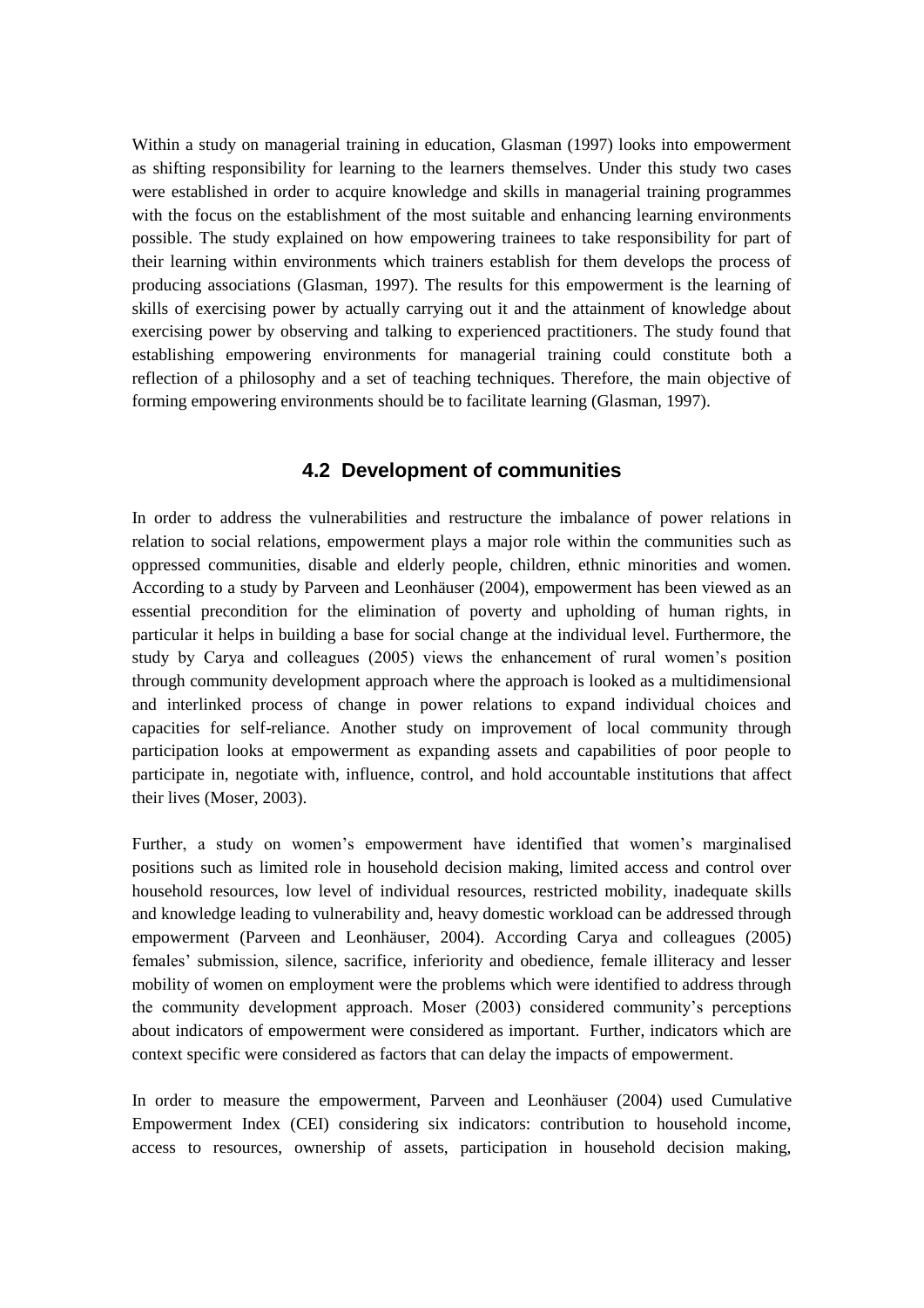Within a study on managerial training in education, Glasman (1997) looks into empowerment as shifting responsibility for learning to the learners themselves. Under this study two cases were established in order to acquire knowledge and skills in managerial training programmes with the focus on the establishment of the most suitable and enhancing learning environments possible. The study explained on how empowering trainees to take responsibility for part of their learning within environments which trainers establish for them develops the process of producing associations (Glasman, 1997). The results for this empowerment is the learning of skills of exercising power by actually carrying out it and the attainment of knowledge about exercising power by observing and talking to experienced practitioners. The study found that establishing empowering environments for managerial training could constitute both a reflection of a philosophy and a set of teaching techniques. Therefore, the main objective of forming empowering environments should be to facilitate learning (Glasman, 1997).

## 4.2 Development of communities

In order to address the vulnerabilities and restructure the imbalance of power relations in relation to social relations, empowerment plays a major role within the communities such as oppressed communities, disable and elderly people, children, ethnic minorities and women. According to a study by Parveen and Leonhäuser (2004), empowerment has been viewed as an essential precondition for the elimination of poverty and upholding of human rights, in particular it helps in building a base for social change at the individual level. Furthermore, the study by Carya and colleagues (2005) views the enhancement of rural women's position through community development approach where the approach is looked as a multidimensional and interlinked process of change in power relations to expand individual choices and capacities for self-reliance. Another study on improvement of local community through participation looks at empowerment as expanding assets and capabilities of poor people to participate in, negotiate with, influence, control, and hold accountable institutions that affect their lives (Moser, 2003).

Further, a study on women's empowerment have identified that women's marginalised positions such as limited role in household decision making, limited access and control over household resources, low level of individual resources, restricted mobility, inadequate skills and knowledge leading to vulnerability and, heavy domestic workload can be addressed through empowerment (Parveen and Leonhäuser, 2004). According Carya and colleagues (2005) females' submission, silence, sacrifice, inferiority and obedience, female illiteracy and lesser mobility of women on employment were the problems which were identified to address through the community development approach. Moser (2003) considered community's perceptions about indicators of empowerment were considered as important. Further, indicators which are context specific were considered as factors that can delay the impacts of empowerment.

In order to measure the empowerment, Parveen and Leonhäuser (2004) used Cumulative Empowerment Index (CEI) considering six indicators: contribution to household income, access to resources, ownership of assets, participation in household decision making,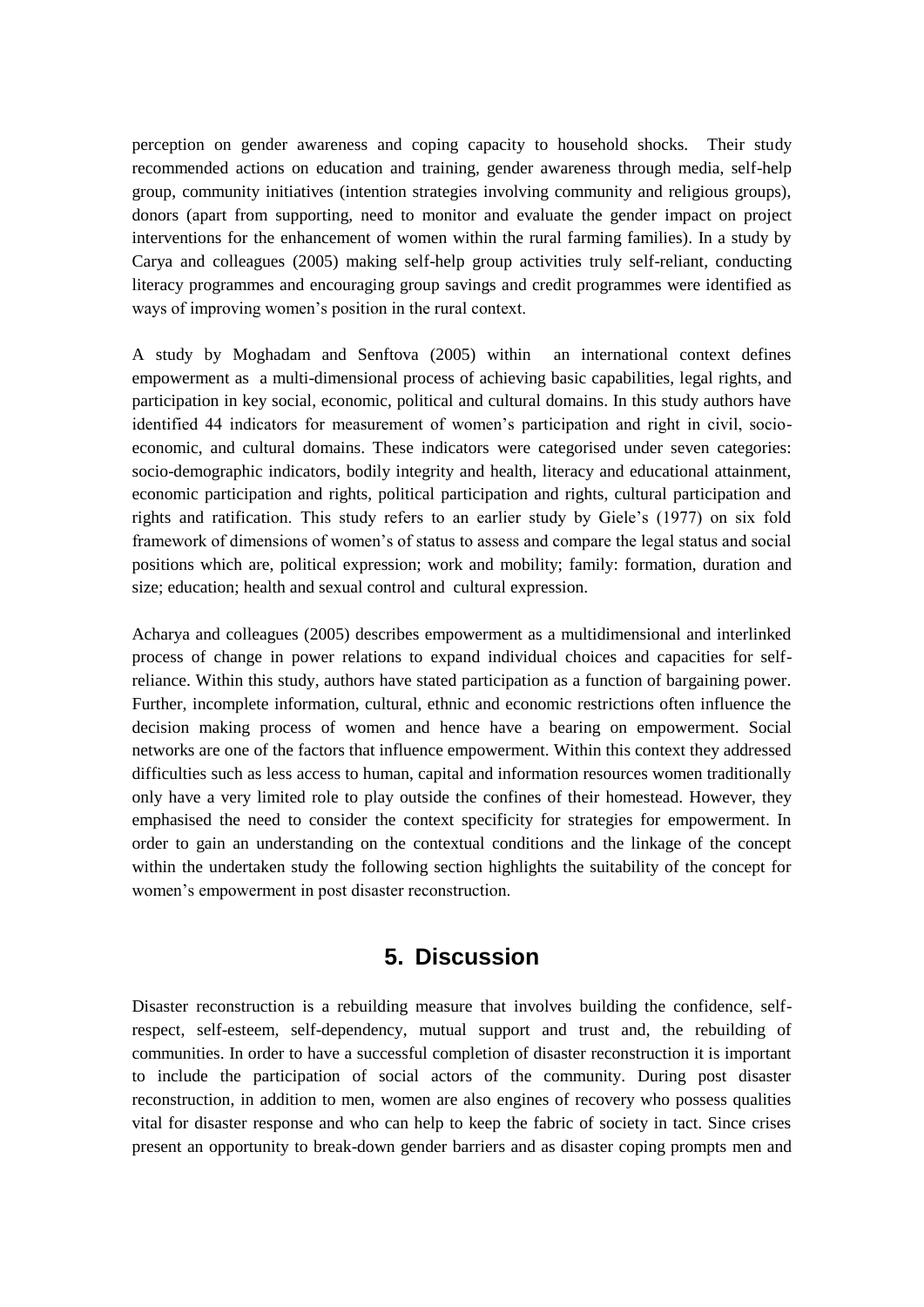perception on gender awareness and coping capacity to household shocks. Their study recommended actions on education and training, gender awareness through media, self-help group, community initiatives (intention strategies involving community and religious groups), donors (apart from supporting, need to monitor and evaluate the gender impact on project interventions for the enhancement of women within the rural farming families). In a study by Carya and colleagues (2005) making self-help group activities truly self-reliant, conducting literacy programmes and encouraging group savings and credit programmes were identified as ways of improving women's position in the rural context.

A study by Moghadam and Senftova (2005) within an international context defines empowerment as a multi-dimensional process of achieving basic capabilities, legal rights, and participation in key social, economic, political and cultural domains. In this study authors have identified 44 indicators for measurement of women's participation and right in civil, socio-economic, and cultural domains. These indicators were categorised under seven categories: socio-demographic indicators, bodily integrity and health, literacy and educational attainment, economic participation and rights, political participation and rights, cultural participation and rights and ratification. This study refers to an earlier study by Giele's (1977) on six fold framework of dimensions of women's of status to assess and compare the legal status and social positions which are, political expression; work and mobility; family: formation, duration and size; education; health and sexual control and cultural expression.

Acharya and colleagues (2005) describes empowerment as a multidimensional and interlinked process of change in power relations to expand individual choices and capacities for self-reliance. Within this study, authors have stated participation as a function of bargaining power. Further, incomplete information, cultural, ethnic and economic restrictions often influence the decision making process of women and hence have a bearing on empowerment. Social networks are one of the factors that influence empowerment. Within this context they addressed difficulties such as less access to human, capital and information resources women traditionally only have a very limited role to play outside the confines of their homestead. However, they emphasised the need to consider the context specificity for strategies for empowerment. In order to gain an understanding on the contextual conditions and the linkage of the concept within the undertaken study the following section highlights the suitability of the concept for women's empowerment in post disaster reconstruction.

## 5. Discussion

Disaster reconstruction is a rebuilding measure that involves building the confidence, self-respect, self-esteem, self-dependency, mutual support and trust and, the rebuilding of communities. In order to have a successful completion of disaster reconstruction it is important to include the participation of social actors of the community. During post disaster reconstruction, in addition to men, women are also engines of recovery who possess qualities vital for disaster response and who can help to keep the fabric of society in tact. Since crises present an opportunity to break-down gender barriers and as disaster coping prompts men and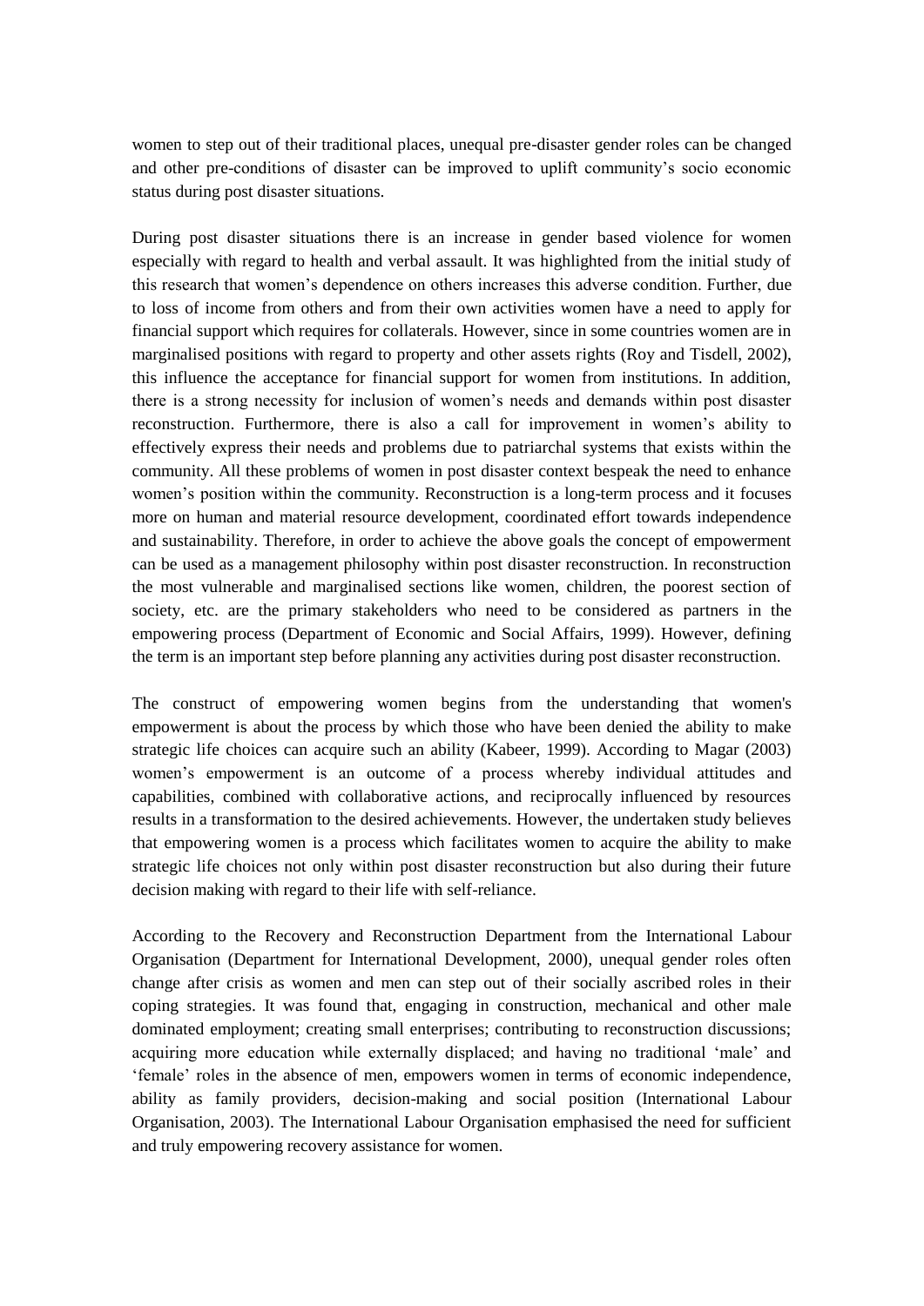women to step out of their traditional places, unequal pre-disaster gender roles can be changed and other pre-conditions of disaster can be improved to uplift community's socio economic status during post disaster situations.

During post disaster situations there is an increase in gender based violence for women especially with regard to health and verbal assault. It was highlighted from the initial study of this research that women's dependence on others increases this adverse condition. Further, due to loss of income from others and from their own activities women have a need to apply for financial support which requires for collaterals. However, since in some countries women are in marginalised positions with regard to property and other assets rights (Roy and Tisdell, 2002), this influence the acceptance for financial support for women from institutions. In addition, there is a strong necessity for inclusion of women's needs and demands within post disaster reconstruction. Furthermore, there is also a call for improvement in women's ability to effectively express their needs and problems due to patriarchal systems that exists within the community. All these problems of women in post disaster context bespeak the need to enhance women's position within the community. Reconstruction is a long-term process and it focuses more on human and material resource development, coordinated effort towards independence and sustainability. Therefore, in order to achieve the above goals the concept of empowerment can be used as a management philosophy within post disaster reconstruction. In reconstruction the most vulnerable and marginalised sections like women, children, the poorest section of society, etc. are the primary stakeholders who need to be considered as partners in the empowering process (Department of Economic and Social Affairs, 1999). However, defining the term is an important step before planning any activities during post disaster reconstruction.

The construct of empowering women begins from the understanding that women's empowerment is about the process by which those who have been denied the ability to make strategic life choices can acquire such an ability (Kabeer, 1999). According to Magar (2003) women's empowerment is an outcome of a process whereby individual attitudes and capabilities, combined with collaborative actions, and reciprocally influenced by resources results in a transformation to the desired achievements. However, the undertaken study believes that empowering women is a process which facilitates women to acquire the ability to make strategic life choices not only within post disaster reconstruction but also during their future decision making with regard to their life with self-reliance.

According to the Recovery and Reconstruction Department from the International Labour Organisation (Department for International Development, 2000), unequal gender roles often change after crisis as women and men can step out of their socially ascribed roles in their coping strategies. It was found that, engaging in construction, mechanical and other male dominated employment; creating small enterprises; contributing to reconstruction discussions; acquiring more education while externally displaced; and having no traditional 'male' and 'female' roles in the absence of men, empowers women in terms of economic independence, ability as family providers, decision-making and social position (International Labour Organisation, 2003). The International Labour Organisation emphasised the need for sufficient and truly empowering recovery assistance for women.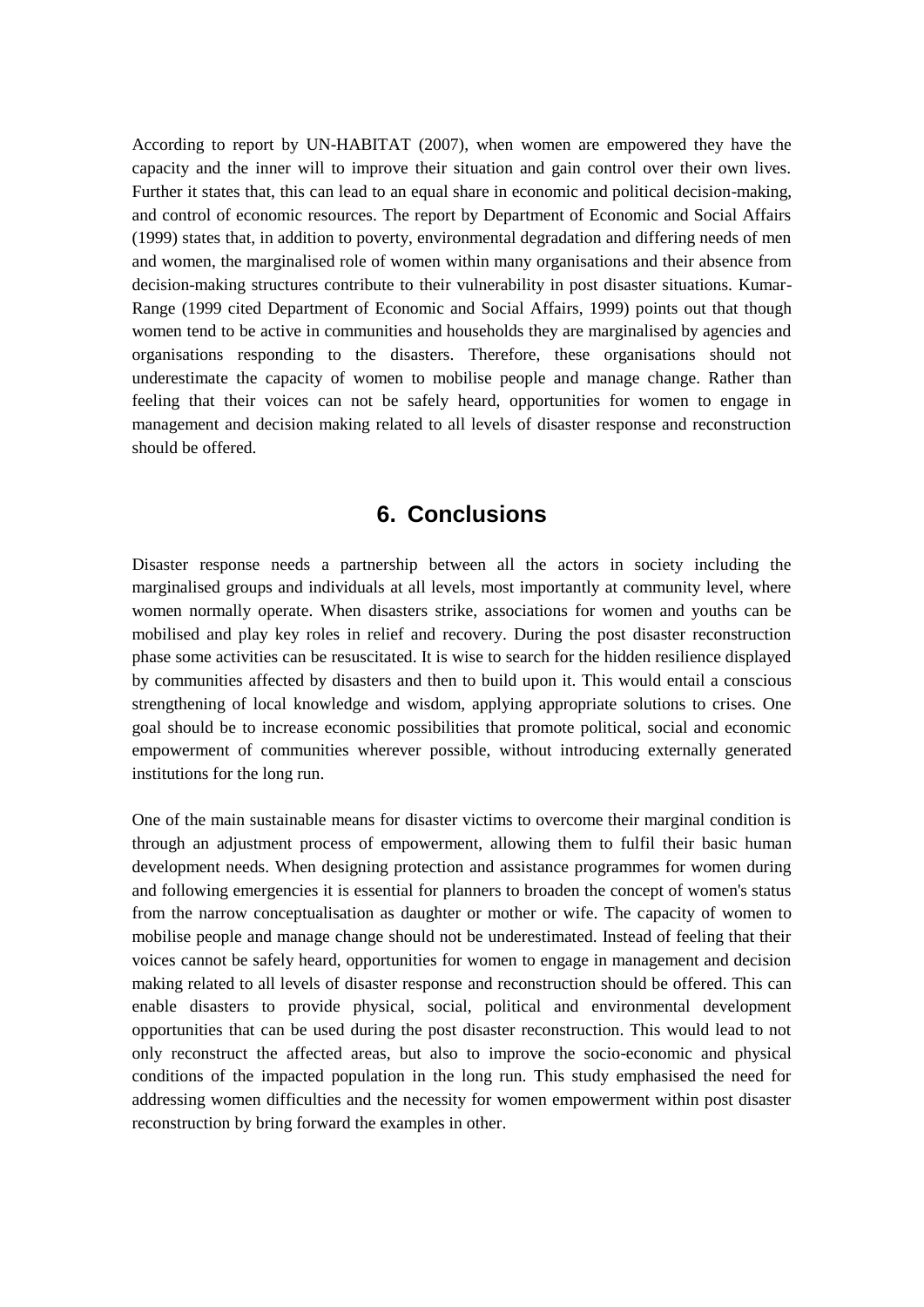According to report by UN-HABITAT (2007), when women are empowered they have the capacity and the inner will to improve their situation and gain control over their own lives. Further it states that, this can lead to an equal share in economic and political decision-making, and control of economic resources. The report by Department of Economic and Social Affairs (1999) states that, in addition to poverty, environmental degradation and differing needs of men and women, the marginalised role of women within many organisations and their absence from decision-making structures contribute to their vulnerability in post disaster situations. Kumar-Range (1999 cited Department of Economic and Social Affairs, 1999) points out that though women tend to be active in communities and households they are marginalised by agencies and organisations responding to the disasters. Therefore, these organisations should not underestimate the capacity of women to mobilise people and manage change. Rather than feeling that their voices can not be safely heard, opportunities for women to engage in management and decision making related to all levels of disaster response and reconstruction should be offered.

## 6. Conclusions

Disaster response needs a partnership between all the actors in society including the marginalised groups and individuals at all levels, most importantly at community level, where women normally operate. When disasters strike, associations for women and youths can be mobilised and play key roles in relief and recovery. During the post disaster reconstruction phase some activities can be resuscitated. It is wise to search for the hidden resilience displayed by communities affected by disasters and then to build upon it. This would entail a conscious strengthening of local knowledge and wisdom, applying appropriate solutions to crises. One goal should be to increase economic possibilities that promote political, social and economic empowerment of communities wherever possible, without introducing externally generated institutions for the long run.

One of the main sustainable means for disaster victims to overcome their marginal condition is through an adjustment process of empowerment, allowing them to fulfil their basic human development needs. When designing protection and assistance programmes for women during and following emergencies it is essential for planners to broaden the concept of women's status from the narrow conceptualisation as daughter or mother or wife. The capacity of women to mobilise people and manage change should not be underestimated. Instead of feeling that their voices cannot be safely heard, opportunities for women to engage in management and decision making related to all levels of disaster response and reconstruction should be offered. This can enable disasters to provide physical, social, political and environmental development opportunities that can be used during the post disaster reconstruction. This would lead to not only reconstruct the affected areas, but also to improve the socio-economic and physical conditions of the impacted population in the long run. This study emphasised the need for addressing women difficulties and the necessity for women empowerment within post disaster reconstruction by bring forward the examples in other.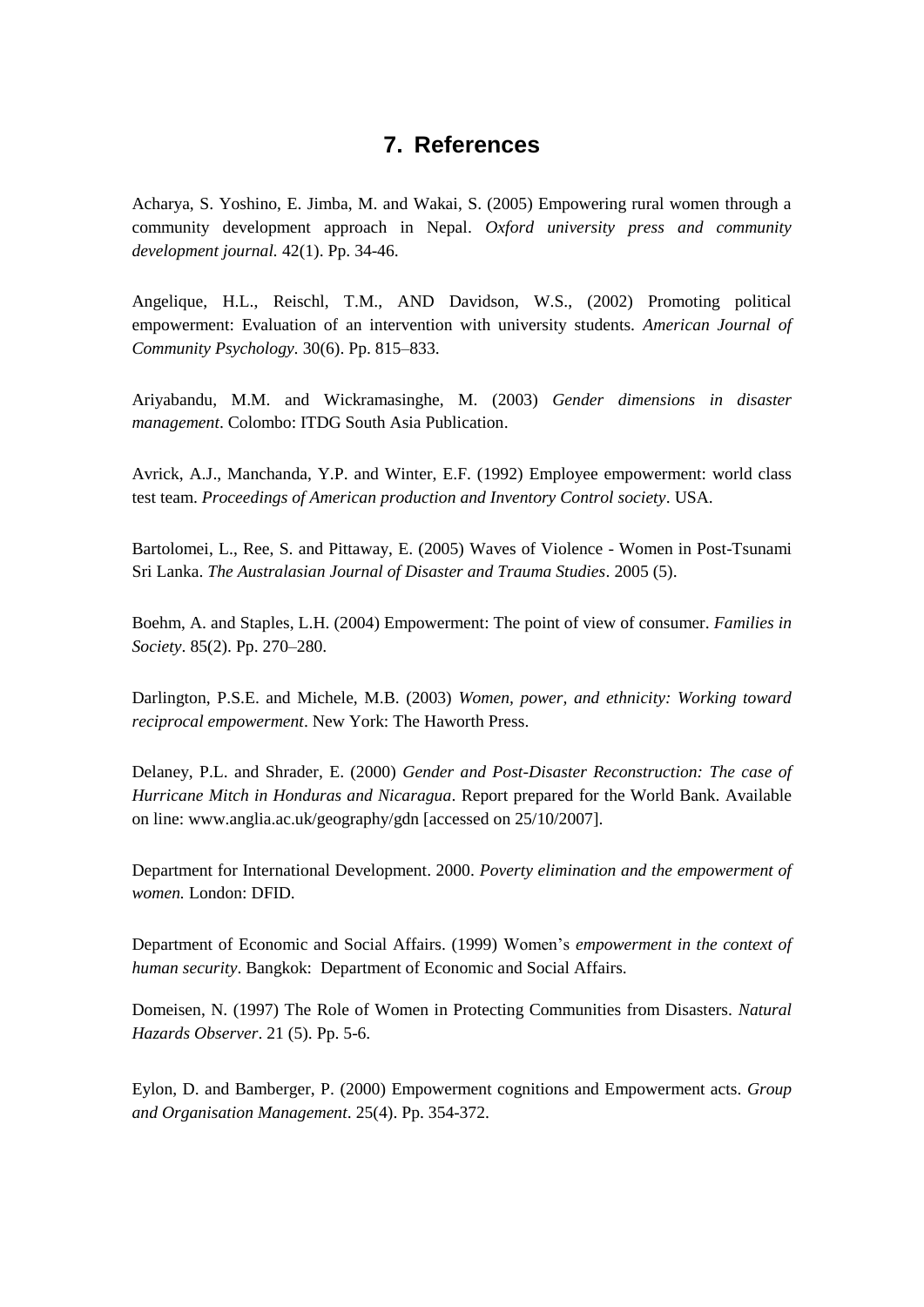## 7. References

Acharya, S. Yoshino, E. Jimba, M. and Wakai, S. (2005) Empowering rural women through a community development approach in Nepal. *Oxford university press and community development journal.* 42(1). Pp. 34-46.

Angelique, H.L., Reischl, T.M., AND Davidson, W.S., (2002) Promoting political empowerment: Evaluation of an intervention with university students. *American Journal of Community Psychology*. 30(6). Pp. 815–833.

Ariyabandu, M.M. and Wickramasinghe, M. (2003) *Gender dimensions in disaster management*. Colombo: ITDG South Asia Publication.

Avrick, A.J., Manchanda, Y.P. and Winter, E.F. (1992) Employee empowerment: world class test team. *Proceedings of American production and Inventory Control society*. USA.

Bartolomei, L., Ree, S. and Pittaway, E. (2005) Waves of Violence - Women in Post-Tsunami Sri Lanka. *The Australasian Journal of Disaster and Trauma Studies*. 2005 (5).

Boehm, A. and Staples, L.H. (2004) Empowerment: The point of view of consumer. *Families in Society*. 85(2). Pp. 270–280.

Darlington, P.S.E. and Michele, M.B. (2003) *Women, power, and ethnicity: Working toward reciprocal empowerment*. New York: The Haworth Press.

Delaney, P.L. and Shrader, E. (2000) *Gender and Post-Disaster Reconstruction: The case of Hurricane Mitch in Honduras and Nicaragua*. Report prepared for the World Bank. Available on line: www.anglia.ac.uk/geography/gdn [accessed on 25/10/2007].

Department for International Development. 2000. *Poverty elimination and the empowerment of women.* London: DFID.

Department of Economic and Social Affairs. (1999) Women's *empowerment in the context of human security*. Bangkok: Department of Economic and Social Affairs.

Domeisen, N. (1997) The Role of Women in Protecting Communities from Disasters. *Natural Hazards Observer*. 21 (5). Pp. 5-6.

Eylon, D. and Bamberger, P. (2000) Empowerment cognitions and Empowerment acts. *Group and Organisation Management*. 25(4). Pp. 354-372.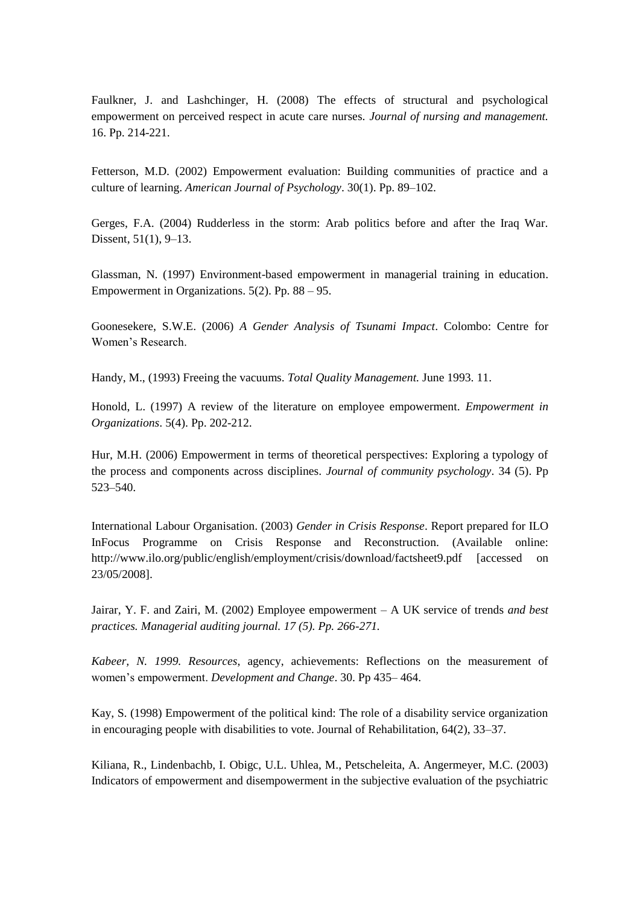Faulkner, J. and Lashchinger, H. (2008) The effects of structural and psychological empowerment on perceived respect in acute care nurses. *Journal of nursing and management.* 16. Pp. 214-221.

Fetterson, M.D. (2002) Empowerment evaluation: Building communities of practice and a culture of learning. *American Journal of Psychology*. 30(1). Pp. 89–102.

Gerges, F.A. (2004) Rudderless in the storm: Arab politics before and after the Iraq War. Dissent, 51(1), 9–13.

Glassman, N. (1997) Environment-based empowerment in managerial training in education. Empowerment in Organizations. 5(2). Pp. 88 – 95.

Goonesekere, S.W.E. (2006) *A Gender Analysis of Tsunami Impact*. Colombo: Centre for Women's Research.

Handy, M., (1993) Freeing the vacuums. *Total Quality Management.* June 1993. 11.

Honold, L. (1997) A review of the literature on employee empowerment. *Empowerment in Organizations*. 5(4). Pp. 202-212.

Hur, M.H. (2006) Empowerment in terms of theoretical perspectives: Exploring a typology of the process and components across disciplines. *Journal of community psychology*. 34 (5). Pp 523–540.

International Labour Organisation. (2003) *Gender in Crisis Response*. Report prepared for ILO InFocus Programme on Crisis Response and Reconstruction. (Available online: http://www.ilo.org/public/english/employment/crisis/download/factsheet9.pdf [accessed on 23/05/2008].

Jairar, Y. F. and Zairi, M. (2002) Employee empowerment – A UK service of trends *and best practices. Managerial auditing journal. 17 (5). Pp. 266-271.*

*Kabeer, N. 1999. Resources*, agency, achievements: Reflections on the measurement of women's empowerment. *Development and Change*. 30. Pp 435– 464.

Kay, S. (1998) Empowerment of the political kind: The role of a disability service organization in encouraging people with disabilities to vote. Journal of Rehabilitation, 64(2), 33–37.

Kiliana, R., Lindenbachb, I. Obigc, U.L. Uhlea, M., Petscheleita, A. Angermeyer, M.C. (2003) Indicators of empowerment and disempowerment in the subjective evaluation of the psychiatric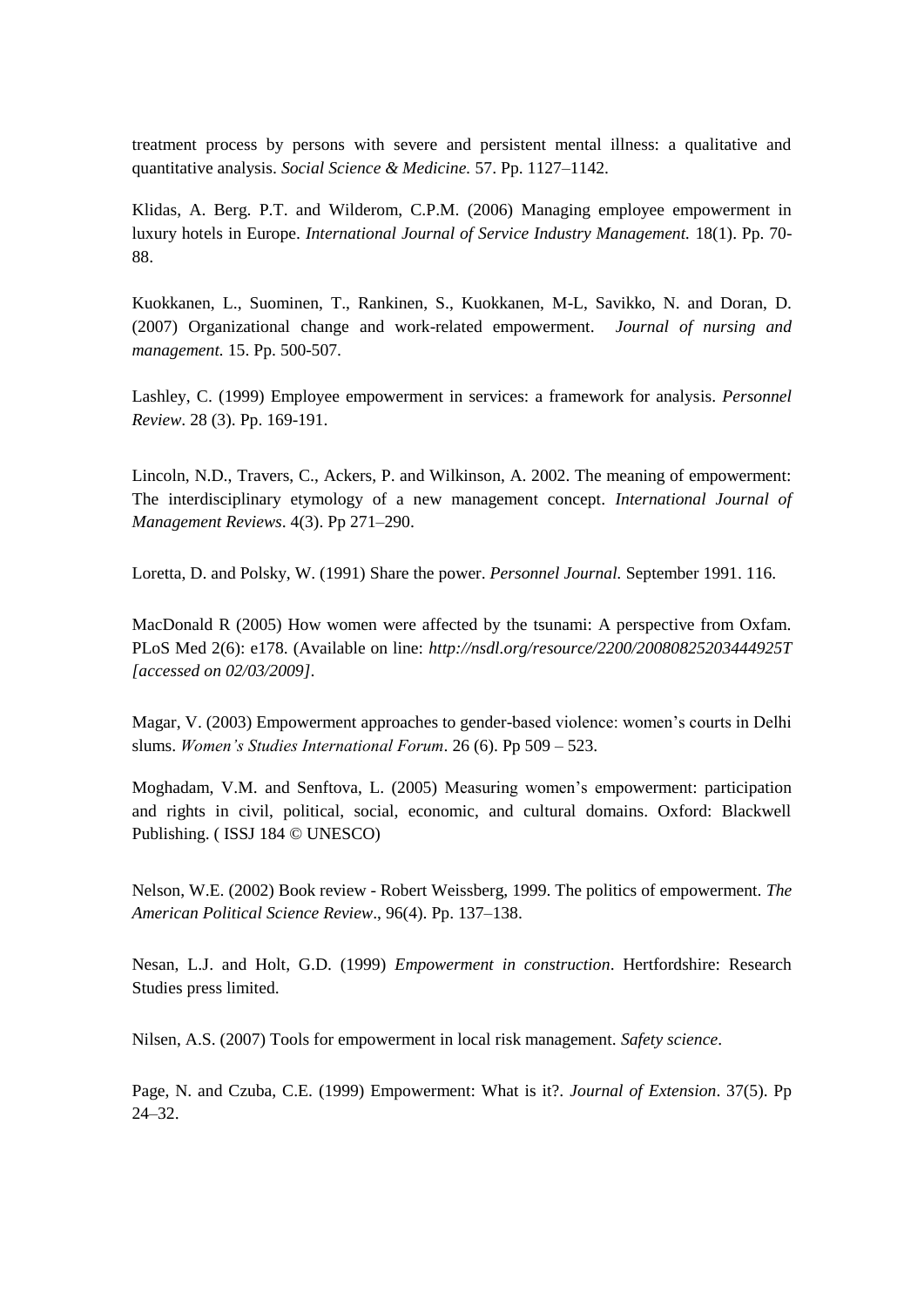treatment process by persons with severe and persistent mental illness: a qualitative and quantitative analysis. *Social Science & Medicine.* 57. Pp. 1127–1142.

Klidas, A. Berg. P.T. and Wilderom, C.P.M. (2006) Managing employee empowerment in luxury hotels in Europe. *International Journal of Service Industry Management.* 18(1). Pp. 70-88.

Kuokkanen, L., Suominen, T., Rankinen, S., Kuokkanen, M-L, Savikko, N. and Doran, D. (2007) Organizational change and work-related empowerment. *Journal of nursing and management.* 15. Pp. 500-507.

Lashley, C. (1999) Employee empowerment in services: a framework for analysis. *Personnel Review*. 28 (3). Pp. 169-191.

Lincoln, N.D., Travers, C., Ackers, P. and Wilkinson, A. 2002. The meaning of empowerment: The interdisciplinary etymology of a new management concept. *International Journal of Management Reviews*. 4(3). Pp 271–290.

Loretta, D. and Polsky, W. (1991) Share the power. *Personnel Journal.* September 1991. 116.

MacDonald R (2005) How women were affected by the tsunami: A perspective from Oxfam. PLoS Med 2(6): e178. (Available on line: *http://nsdl.org/resource/2200/20080825203444925T [accessed on 02/03/2009]*.

Magar, V. (2003) Empowerment approaches to gender-based violence: women's courts in Delhi slums. *Women's Studies International Forum*. 26 (6). Pp 509 – 523.

Moghadam, V.M. and Senftova, L. (2005) Measuring women's empowerment: participation and rights in civil, political, social, economic, and cultural domains. Oxford: Blackwell Publishing. ( ISSJ 184 © UNESCO)

Nelson, W.E. (2002) Book review - Robert Weissberg, 1999. The politics of empowerment. *The American Political Science Review*., 96(4). Pp. 137–138.

Nesan, L.J. and Holt, G.D. (1999) *Empowerment in construction*. Hertfordshire: Research Studies press limited.

Nilsen, A.S. (2007) Tools for empowerment in local risk management. *Safety science*.

Page, N. and Czuba, C.E. (1999) Empowerment: What is it?. *Journal of Extension*. 37(5). Pp 24–32.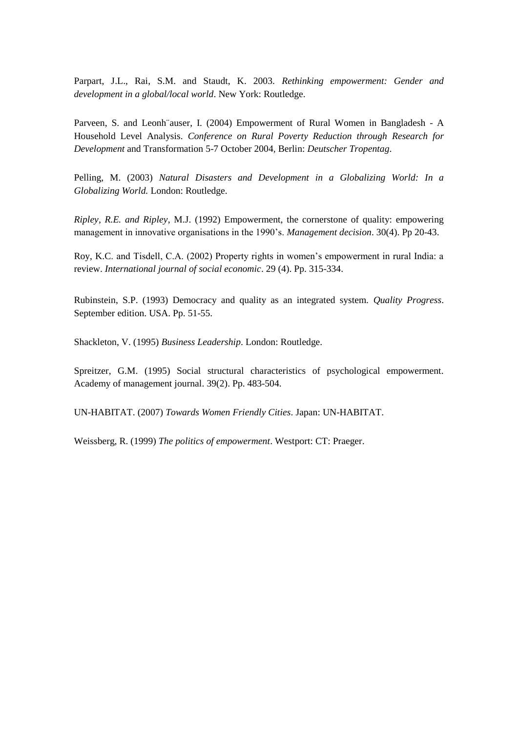Parpart, J.L., Rai, S.M. and Staudt, K. 2003. *Rethinking empowerment: Gender and development in a global/local world*. New York: Routledge.

Parveen, S. and Leonh¨auser, I. (2004) Empowerment of Rural Women in Bangladesh - A Household Level Analysis. *Conference on Rural Poverty Reduction through Research for Development* and Transformation 5-7 October 2004, Berlin: *Deutscher Tropentag*.

Pelling, M. (2003) *Natural Disasters and Development in a Globalizing World: In a Globalizing World.* London: Routledge.

*Ripley, R.E. and Ripley*, M.J. (1992) Empowerment, the cornerstone of quality: empowering management in innovative organisations in the 1990's. *Management decision*. 30(4). Pp 20-43.

Roy, K.C. and Tisdell, C.A. (2002) Property rights in women's empowerment in rural India: a review. *International journal of social economic*. 29 (4). Pp. 315-334.

Rubinstein, S.P. (1993) Democracy and quality as an integrated system. *Quality Progress*. September edition. USA. Pp. 51-55.

Shackleton, V. (1995) *Business Leadership*. London: Routledge.

Spreitzer, G.M. (1995) Social structural characteristics of psychological empowerment. Academy of management journal. 39(2). Pp. 483-504.

UN-HABITAT. (2007) *Towards Women Friendly Cities*. Japan: UN-HABITAT.

Weissberg, R. (1999) *The politics of empowerment*. Westport: CT: Praeger.